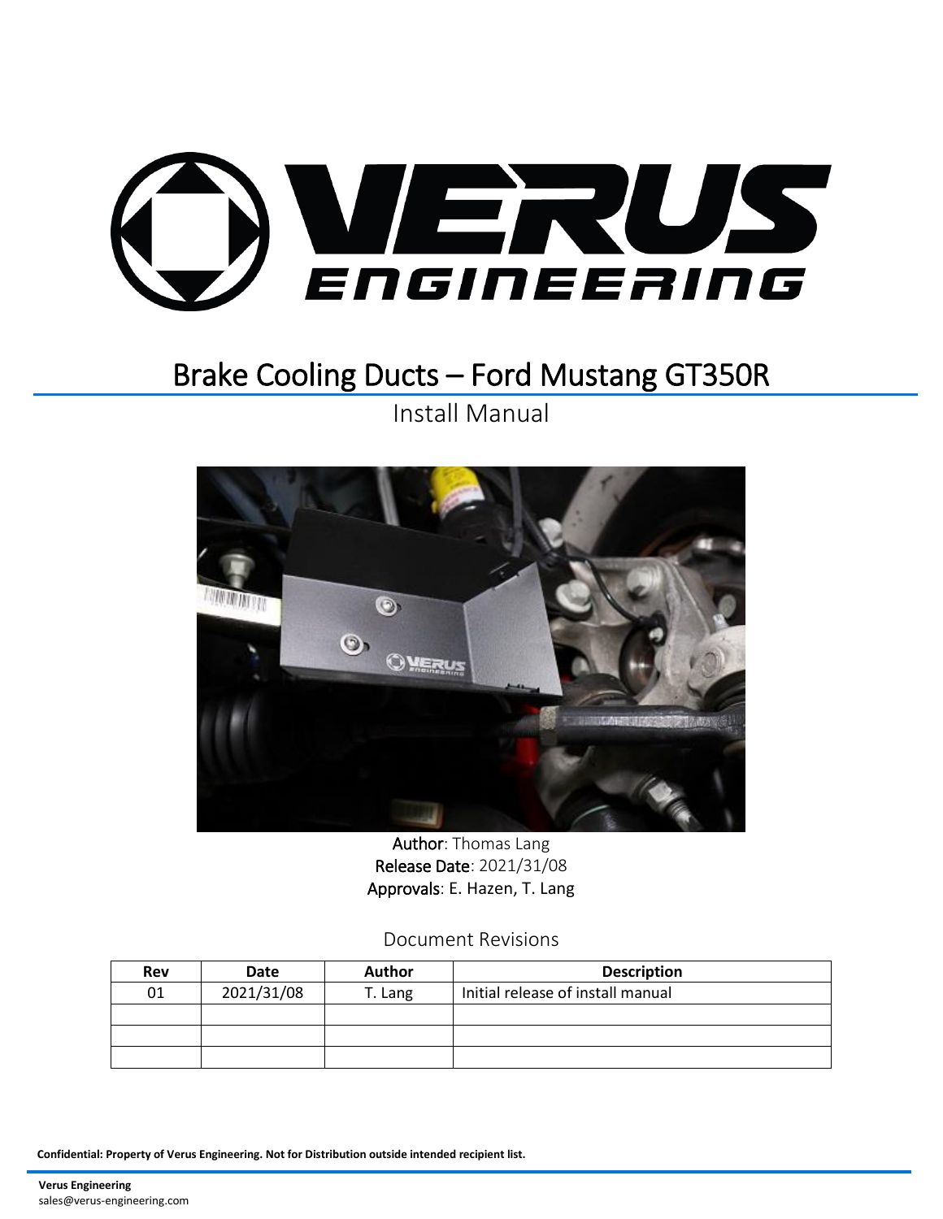# Brake Cooling Ducts – Ford Mustang GT350R

Install Manual

**Author**: Thomas Lang
**Release Date**: 2021/31/08
**Approvals**: E. Hazen, T. Lang

## Document Revisions

| Rev | Date | Author | Description |
|---|---|---|---|
| 01 | 2021/31/08 | T. Lang | Initial release of install manual |
| | | | |
| | | | |
| | | | |

**Confidential: Property of Verus Engineering. Not for Distribution outside intended recipient list.**

**Verus Engineering**
sales@verus-engineering.com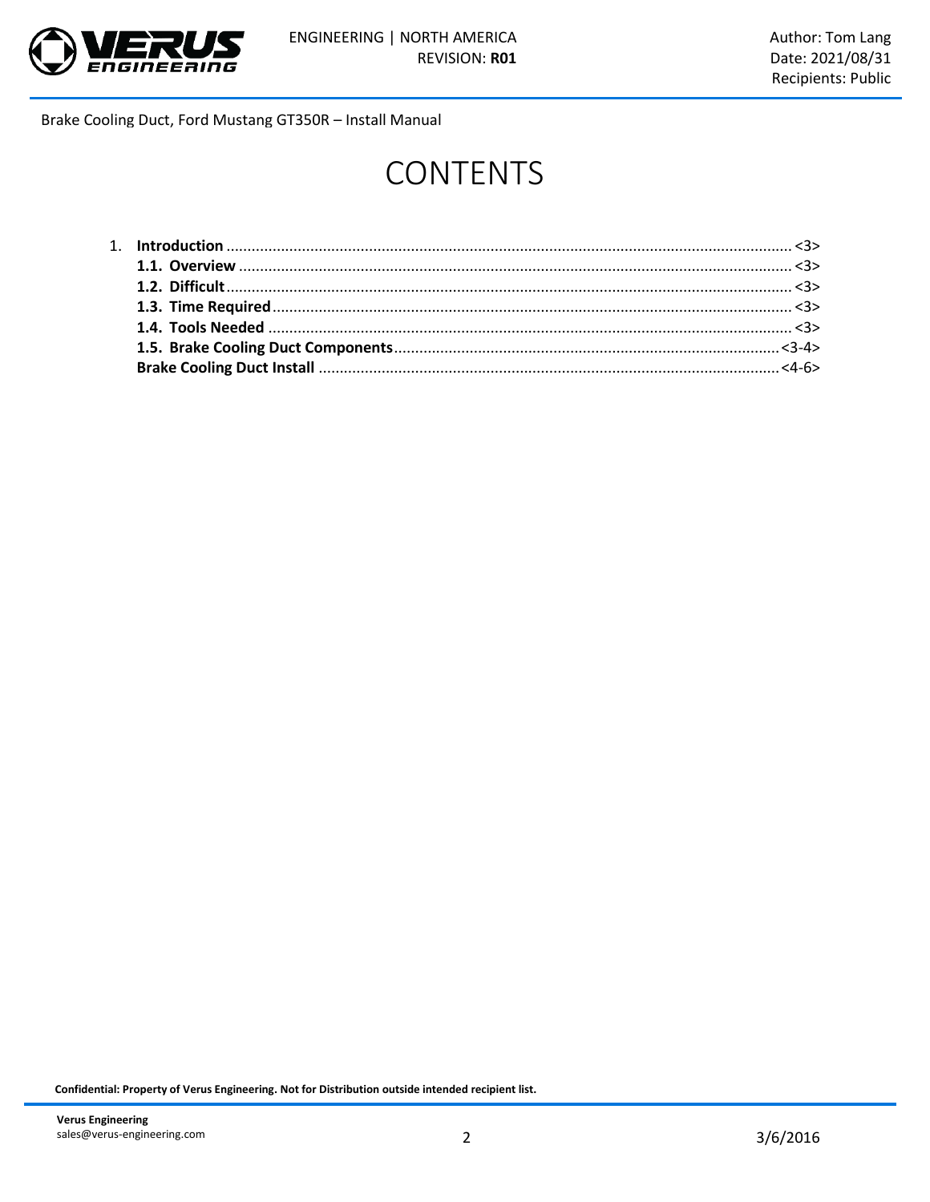Brake Cooling Duct, Ford Mustang GT350R – Install Manual

# CONTENTS

1. **Introduction** ........................................ <3>
   **1.1. Overview** ........................................ <3>
   **1.2. Difficult** ........................................ <3>
   **1.3. Time Required** ........................................ <3>
   **1.4. Tools Needed** ........................................ <3>
   **1.5. Brake Cooling Duct Components** ........................................ <3-4>
   **Brake Cooling Duct Install** ........................................ <4-6>

**Confidential: Property of Verus Engineering. Not for Distribution outside intended recipient list.**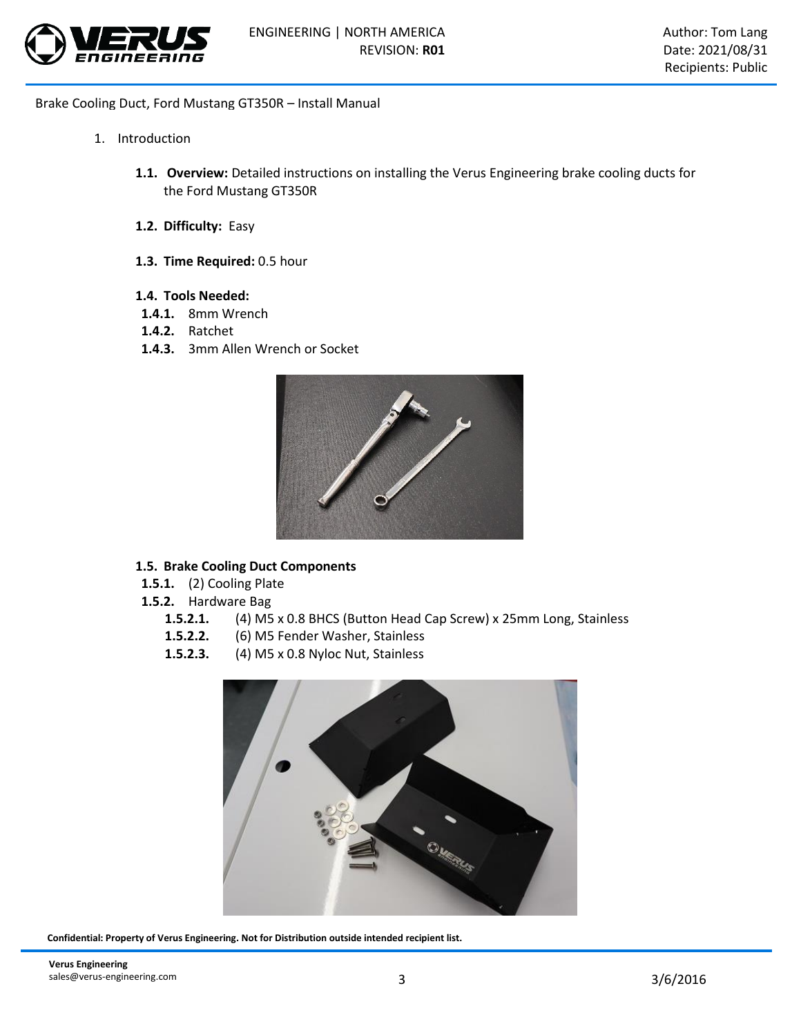Brake Cooling Duct, Ford Mustang GT350R – Install Manual

1. Introduction

   **1.1. Overview:** Detailed instructions on installing the Verus Engineering brake cooling ducts for the Ford Mustang GT350R

   **1.2. Difficulty:** Easy

   **1.3. Time Required:** 0.5 hour

   **1.4. Tools Needed:**

   **1.4.1.** 8mm Wrench

   **1.4.2.** Ratchet

   **1.4.3.** 3mm Allen Wrench or Socket

   **1.5. Brake Cooling Duct Components**

   **1.5.1.** (2) Cooling Plate

   **1.5.2.** Hardware Bag

   **1.5.2.1.** (4) M5 x 0.8 BHCS (Button Head Cap Screw) x 25mm Long, Stainless

   **1.5.2.2.** (6) M5 Fender Washer, Stainless

   **1.5.2.3.** (4) M5 x 0.8 Nyloc Nut, Stainless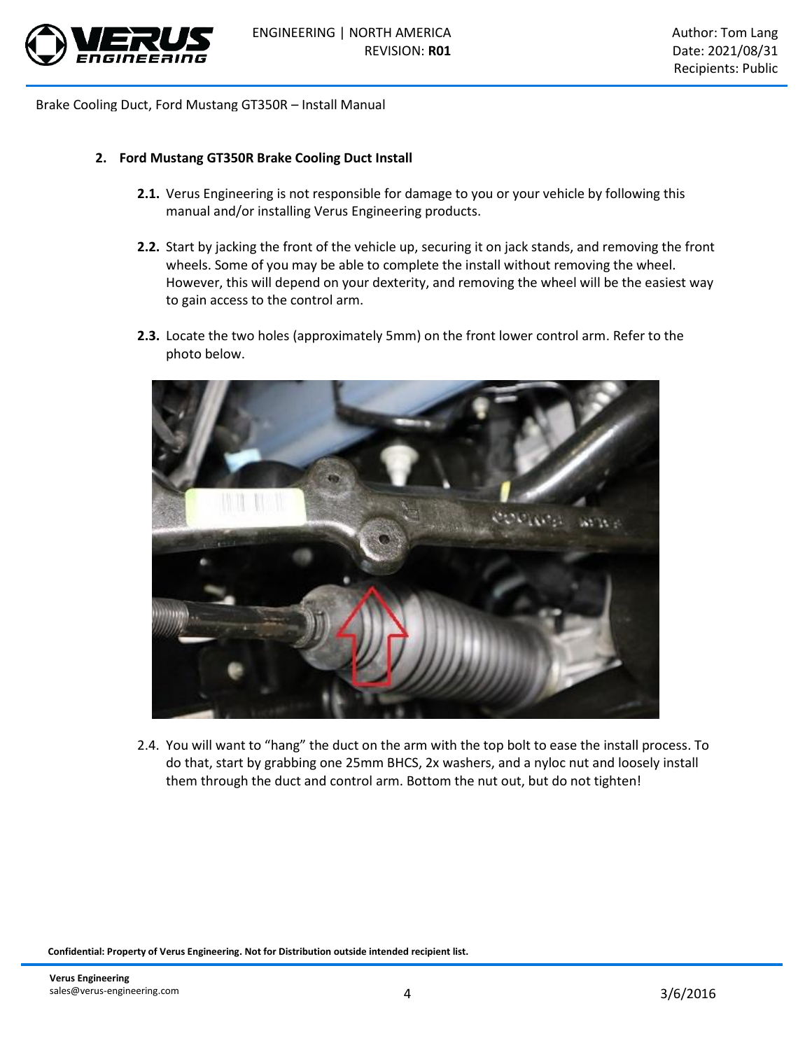Brake Cooling Duct, Ford Mustang GT350R – Install Manual

## 2. Ford Mustang GT350R Brake Cooling Duct Install

**2.1.** Verus Engineering is not responsible for damage to you or your vehicle by following this manual and/or installing Verus Engineering products.

**2.2.** Start by jacking the front of the vehicle up, securing it on jack stands, and removing the front wheels. Some of you may be able to complete the install without removing the wheel. However, this will depend on your dexterity, and removing the wheel will be the easiest way to gain access to the control arm.

**2.3.** Locate the two holes (approximately 5mm) on the front lower control arm. Refer to the photo below.

2.4. You will want to "hang" the duct on the arm with the top bolt to ease the install process. To do that, start by grabbing one 25mm BHCS, 2x washers, and a nyloc nut and loosely install them through the duct and control arm. Bottom the nut out, but do not tighten!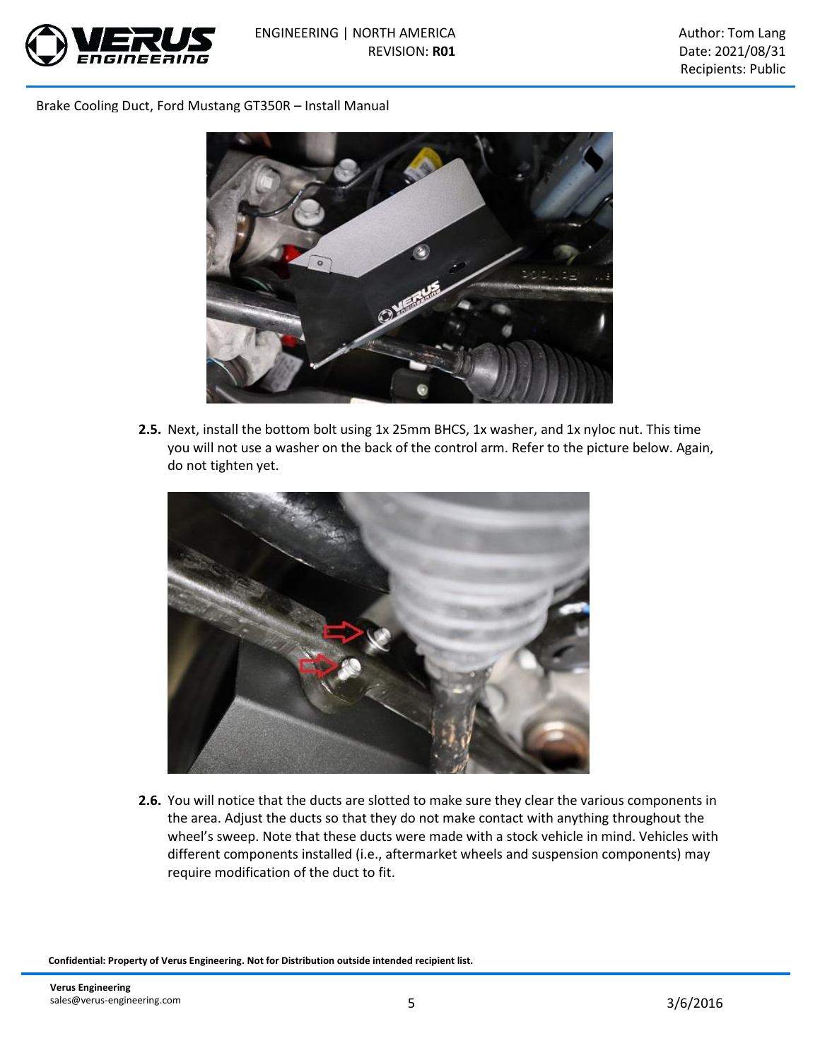Brake Cooling Duct, Ford Mustang GT350R – Install Manual

**2.5.** Next, install the bottom bolt using 1x 25mm BHCS, 1x washer, and 1x nyloc nut. This time you will not use a washer on the back of the control arm. Refer to the picture below. Again, do not tighten yet.

**2.6.** You will notice that the ducts are slotted to make sure they clear the various components in the area. Adjust the ducts so that they do not make contact with anything throughout the wheel's sweep. Note that these ducts were made with a stock vehicle in mind. Vehicles with different components installed (i.e., aftermarket wheels and suspension components) may require modification of the duct to fit.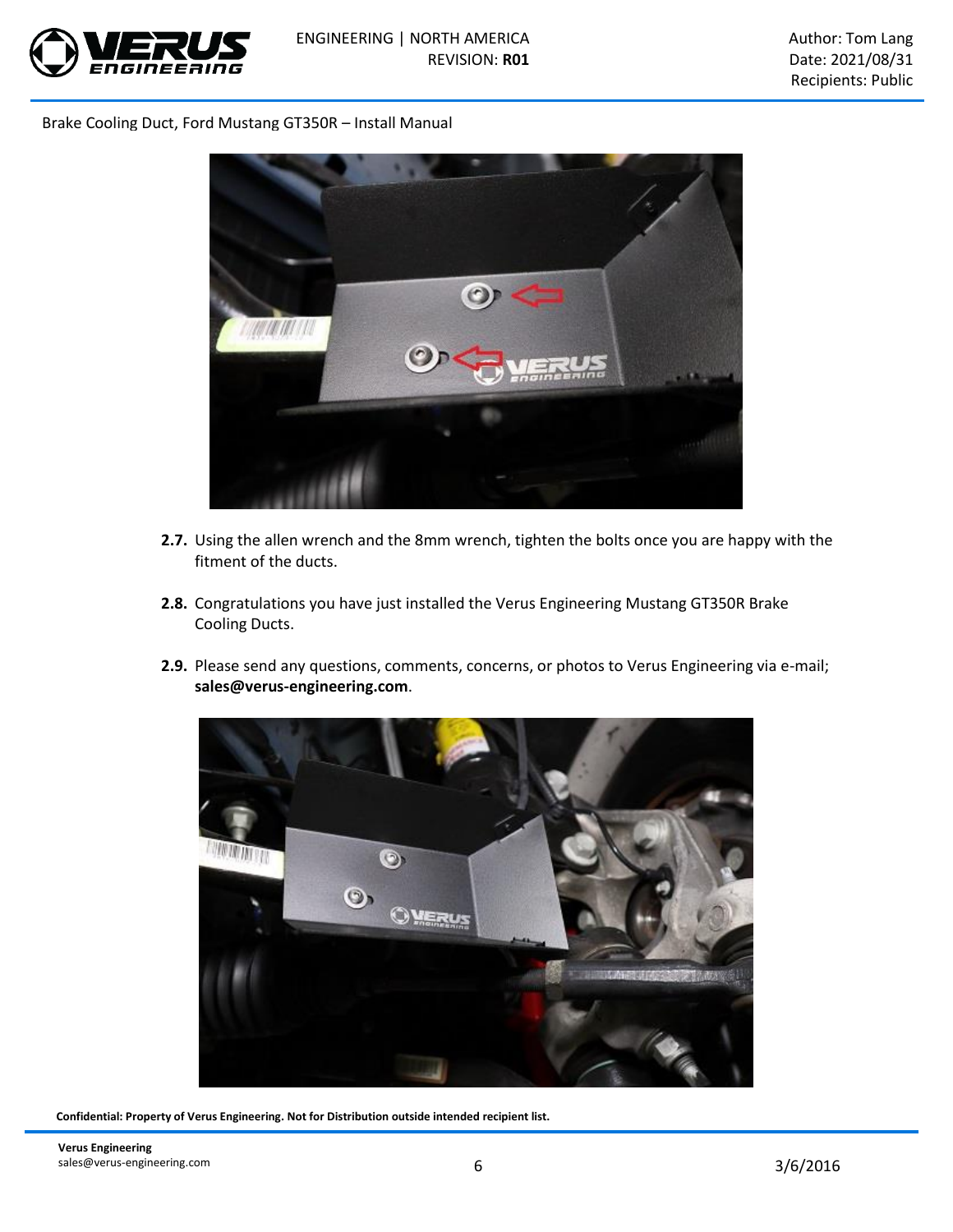Brake Cooling Duct, Ford Mustang GT350R – Install Manual

**2.7.** Using the allen wrench and the 8mm wrench, tighten the bolts once you are happy with the fitment of the ducts.

**2.8.** Congratulations you have just installed the Verus Engineering Mustang GT350R Brake Cooling Ducts.

**2.9.** Please send any questions, comments, concerns, or photos to Verus Engineering via e-mail; **sales@verus-engineering.com**.

**Confidential: Property of Verus Engineering. Not for Distribution outside intended recipient list.**